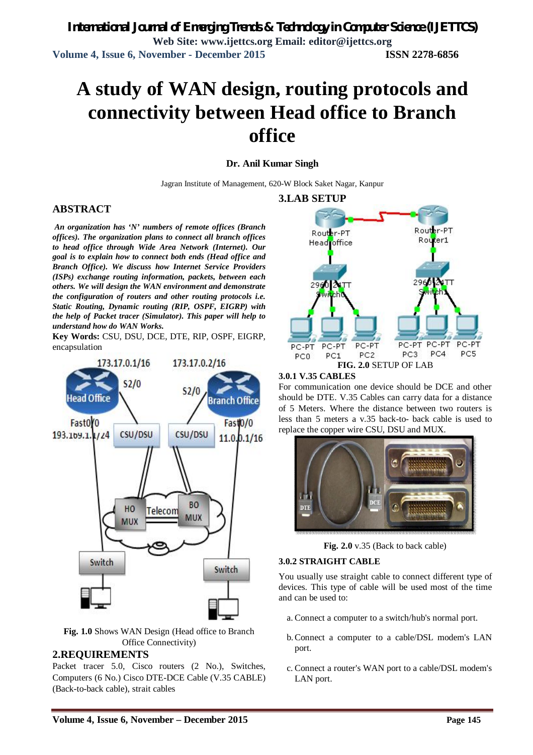# A study of WAN design, routing protocols and connectivity between Head office to Branch office

**Dr. Anil Kumar Singh**

Jagran Institute of Management, 620-W Block Saket Nagar, Kanpur

## ABSTRACT

*An organization has 'N' numbers of remote offices (Branch offices). The organization plans to connect all branch offices to head office through Wide Area Network (Internet). Our goal is to explain how to connect both ends (Head office and Branch Office). We discuss how Internet Service Providers (ISPs) exchange routing information, packets, between each others. We will design the WAN environment and demonstrate the configuration of routers and other routing protocols i.e. Static Routing, Dynamic routing (RIP, OSPF, EIGRP) with the help of Packet tracer (Simulator). This paper will help to understand how do WAN Works.*

**Key Words:** CSU, DSU, DCE, DTE, RIP, OSPF, EIGRP, encapsulation

**Fig. 1.0** Shows WAN Design (Head office to Branch Office Connectivity)

## 2.REQUIREMENTS

Packet tracer 5.0, Cisco routers (2 No.), Switches, Computers (6 No.) Cisco DTE-DCE Cable (V.35 CABLE) (Back-to-back cable), strait cables

## 3.LAB SETUP

**FIG. 2.0** SETUP OF LAB

### 3.0.1 V.35 CABLES

For communication one device should be DCE and other should be DTE. V.35 Cables can carry data for a distance of 5 Meters. Where the distance between two routers is less than 5 meters a v.35 back-to- back cable is used to replace the copper wire CSU, DSU and MUX.

**Fig. 2.0** v.35 (Back to back cable)

### 3.0.2 STRAIGHT CABLE

You usually use straight cable to connect different type of devices. This type of cable will be used most of the time and can be used to:

a. Connect a computer to a switch/hub's normal port.

b. Connect a computer to a cable/DSL modem's LAN port.

c. Connect a router's WAN port to a cable/DSL modem's LAN port.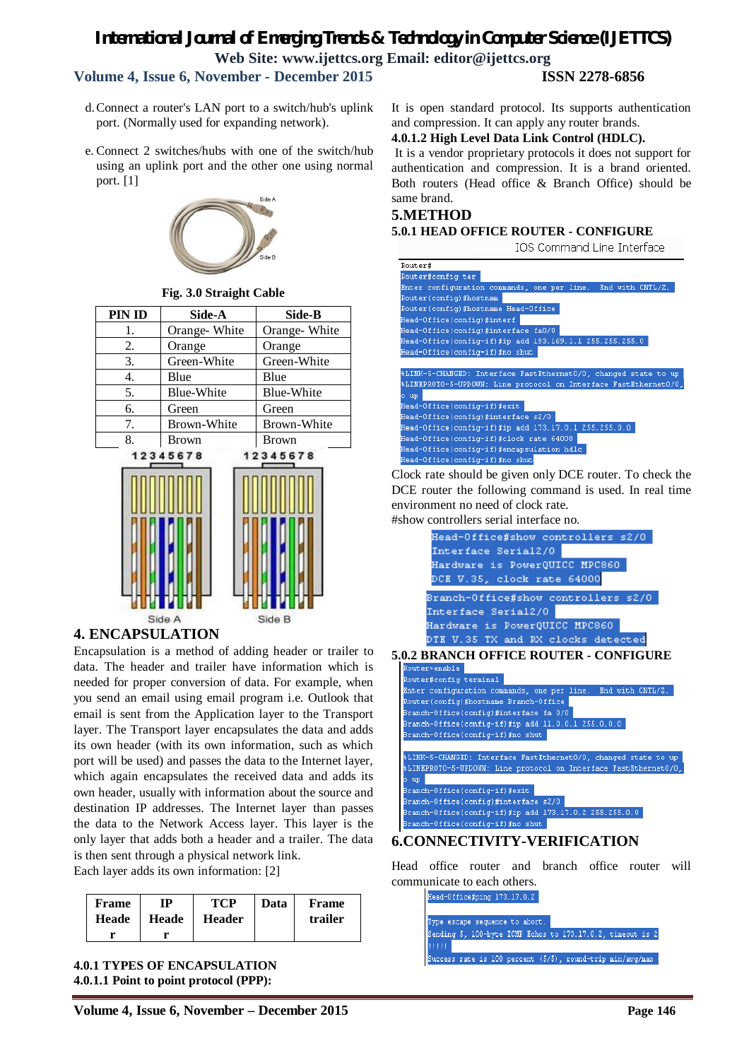d. Connect a router's LAN port to a switch/hub's uplink port. (Normally used for expanding network).

e. Connect 2 switches/hubs with one of the switch/hub using an uplink port and the other one using normal port. [1]

**Fig. 3.0 Straight Cable**

| PIN ID | Side-A | Side-B |
|---|---|---|
| 1. | Orange- White | Orange- White |
| 2. | Orange | Orange |
| 3. | Green-White | Green-White |
| 4. | Blue | Blue |
| 5. | Blue-White | Blue-White |
| 6. | Green | Green |
| 7. | Brown-White | Brown-White |
| 8. | Brown | Brown |

## 4. ENCAPSULATION

Encapsulation is a method of adding header or trailer to data. The header and trailer have information which is needed for proper conversion of data. For example, when you send an email using email program i.e. Outlook that email is sent from the Application layer to the Transport layer. The Transport layer encapsulates the data and adds its own header (with its own information, such as which port will be used) and passes the data to the Internet layer, which again encapsulates the received data and adds its own header, usually with information about the source and destination IP addresses. The Internet layer than passes the data to the Network Access layer. This layer is the only layer that adds both a header and a trailer. The data is then sent through a physical network link.

Each layer adds its own information: [2]

| Frame Header | IP Header | TCP Header | Data | Frame trailer |
|---|---|---|---|---|

**4.0.1 TYPES OF ENCAPSULATION**

**4.0.1.1 Point to point protocol (PPP):**

It is open standard protocol. Its supports authentication and compression. It can apply any router brands.

**4.0.1.2 High Level Data Link Control (HDLC).**

It is a vendor proprietary protocols it does not support for authentication and compression. It is a brand oriented. Both routers (Head office & Branch Office) should be same brand.

## 5.METHOD

**5.0.1 HEAD OFFICE ROUTER - CONFIGURE**

IOS Command Line Interface

```
Router#
Router#config ter
Enter configuration commands, one per line.  End with CNTL/Z.
Router(config)#hostnam
Router(config)#hostname Head-Office
Head-Office(config)#interf
Head-Office(config)#interface fa0/0
Head-Office(config-if)#ip add 193.169.1.1 255.255.255.0
Head-Office(config-if)#no shut

%LINK-5-CHANGED: Interface FastEthernet0/0, changed state to up
%LINEPROTO-5-UPDOWN: Line protocol on Interface FastEthernet0/0,
o up
Head-Office(config-if)#exit
Head-Office(config)#interface s2/0
Head-Office(config-if)#ip add 173.17.0.1 255.255.0.0
Head-Office(config-if)#clock rate 64000
Head-Office(config-if)#encapsulation hdlc
Head-Office(config-if)#no shut
```

Clock rate should be given only DCE router. To check the DCE router the following command is used. In real time environment no need of clock rate.

#show controllers serial interface no.

```
Head-Office#show controllers s2/0
Interface Serial2/0
Hardware is PowerQUICC MPC860
DCE V.35, clock rate 64000

Branch-Office#show controllers s2/0
Interface Serial2/0
Hardware is PowerQUICC MPC860
DTE V.35 TX and RX clocks detected
```

**5.0.2 BRANCH OFFICE ROUTER - CONFIGURE**

```
Router>enable
Router#config terminal
Enter configuration commands, one per line.  End with CNTL/Z.
Router(config)#hostname Branch-Office
Branch-Office(config)#interface fa 0/0
Branch-Office(config-if)#ip add 11.0.0.1 255.0.0.0
Branch-Office(config-if)#no shut

%LINK-5-CHANGED: Interface FastEthernet0/0, changed state to up
%LINEPROTO-5-UPDOWN: Line protocol on Interface FastEthernet0/0,
o up
Branch-Office(config-if)#exit
Branch-Office(config)#interface s2/0
Branch-Office(config-if)#ip add 173.17.0.2 255.255.0.0
Branch-Office(config-if)#no shut
```

## 6.CONNECTIVITY-VERIFICATION

Head office router and branch office router will communicate to each others.

```
Head-Office#ping 173.17.0.2

Type escape sequence to abort.
Sending 5, 100-byte ICMP Echos to 173.17.0.2, timeout is 2
!!!!!
Success rate is 100 percent (5/5), round-trip min/avg/max
```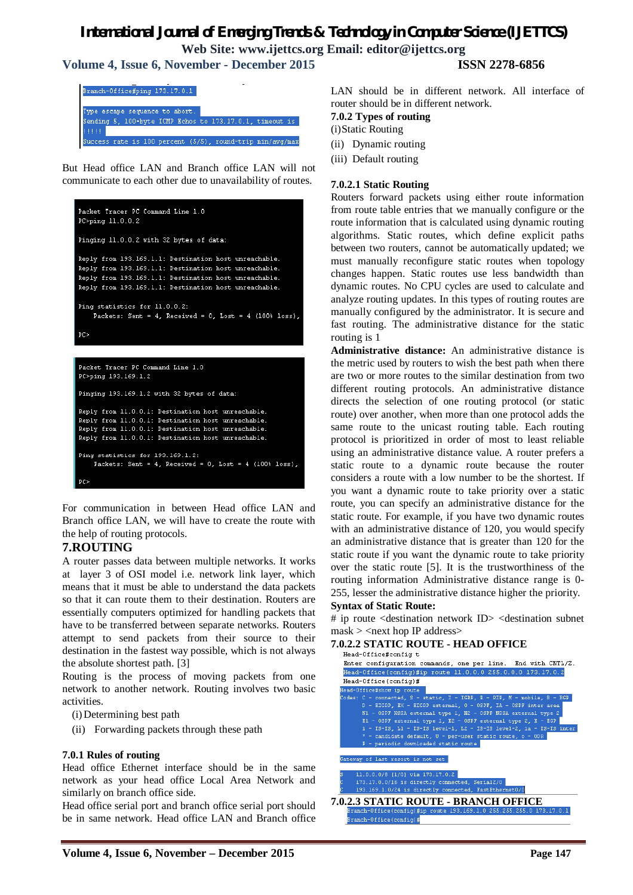```
Branch-Office#ping 173.17.0.1

Type escape sequence to abort.
Sending 5, 100-byte ICMP Echos to 173.17.0.1, timeout is
!!!!!
Success rate is 100 percent (5/5), round-trip min/avg/max
```

But Head office LAN and Branch office LAN will not communicate to each other due to unavailability of routes.

```
Packet Tracer PC Command Line 1.0
PC>ping 11.0.0.2

Pinging 11.0.0.2 with 32 bytes of data:

Reply from 193.169.1.1: Destination host unreachable.
Reply from 193.169.1.1: Destination host unreachable.
Reply from 193.169.1.1: Destination host unreachable.
Reply from 193.169.1.1: Destination host unreachable.

Ping statistics for 11.0.0.2:
    Packets: Sent = 4, Received = 0, Lost = 4 (100% loss),

PC>
```

```
Packet Tracer PC Command Line 1.0
PC>ping 193.169.1.2

Pinging 193.169.1.2 with 32 bytes of data:

Reply from 11.0.0.1: Destination host unreachable.
Reply from 11.0.0.1: Destination host unreachable.
Reply from 11.0.0.1: Destination host unreachable.
Reply from 11.0.0.1: Destination host unreachable.

Ping statistics for 193.169.1.2:
    Packets: Sent = 4, Received = 0, Lost = 4 (100% loss),

PC>
```

For communication in between Head office LAN and Branch office LAN, we will have to create the route with the help of routing protocols.

## 7.ROUTING

A router passes data between multiple networks. It works at layer 3 of OSI model i.e. network link layer, which means that it must be able to understand the data packets so that it can route them to their destination. Routers are essentially computers optimized for handling packets that have to be transferred between separate networks. Routers attempt to send packets from their source to their destination in the fastest way possible, which is not always the absolute shortest path. [3]

Routing is the process of moving packets from one network to another network. Routing involves two basic activities.

(i) Determining best path

(ii) Forwarding packets through these path

### 7.0.1 Rules of routing

Head office Ethernet interface should be in the same network as your head office Local Area Network and similarly on branch office side.

Head office serial port and branch office serial port should be in same network. Head office LAN and Branch office LAN should be in different network. All interface of router should be in different network.

### 7.0.2 Types of routing

(i) Static Routing

(ii) Dynamic routing

(iii) Default routing

### 7.0.2.1 Static Routing

Routers forward packets using either route information from route table entries that we manually configure or the route information that is calculated using dynamic routing algorithms. Static routes, which define explicit paths between two routers, cannot be automatically updated; we must manually reconfigure static routes when topology changes happen. Static routes use less bandwidth than dynamic routes. No CPU cycles are used to calculate and analyze routing updates. In this types of routing routes are manually configured by the administrator. It is secure and fast routing. The administrative distance for the static routing is 1

**Administrative distance:** An administrative distance is the metric used by routers to wish the best path when there are two or more routes to the similar destination from two different routing protocols. An administrative distance directs the selection of one routing protocol (or static route) over another, when more than one protocol adds the same route to the unicast routing table. Each routing protocol is prioritized in order of most to least reliable using an administrative distance value. A router prefers a static route to a dynamic route because the router considers a route with a low number to be the shortest. If you want a dynamic route to take priority over a static route, you can specify an administrative distance for the static route. For example, if you have two dynamic routes with an administrative distance of 120, you would specify an administrative distance that is greater than 120 for the static route if you want the dynamic route to take priority over the static route [5]. It is the trustworthiness of the routing information Administrative distance range is 0-255, lesser the administrative distance higher the priority.

**Syntax of Static Route:**

# ip route <destination network ID> <destination subnet mask > <next hop IP address>

### 7.0.2.2 STATIC ROUTE - HEAD OFFICE

```
Head-Office#config t
Enter configuration commands, one per line.  End with CNTL/Z.
Head-Office(config)#ip route 11.0.0.0 255.0.0.0 173.17.0.2
Head-Office(config)#
Head-Office#show ip route
Codes: C - connected, S - static, I - IGRP, R - RIP, M - mobile, B - BGP
       D - EIGRP, EX - EIGRP external, O - OSPF, IA - OSPF inter area
       N1 - OSPF NSSA external type 1, N2 - OSPF NSSA external type 2
       E1 - OSPF external type 1, E2 - OSPF external type 2, E - EGP
       i - IS-IS, L1 - IS-IS level-1, L2 - IS-IS level-2, ia - IS-IS inter
       * - candidate default, U - per-user static route, o - ODR
       P - periodic downloaded static route

Gateway of last resort is not set

S    11.0.0.0/8 [1/0] via 173.17.0.2
C    173.17.0.0/16 is directly connected, Serial2/0
C    193.169.1.0/24 is directly connected, FastEthernet0/0
```

### 7.0.2.3 STATIC ROUTE - BRANCH OFFICE

```
Branch-Office(config)#ip route 193.169.1.0 255.255.255.0 173.17.0.1
Branch-Office(config)#
```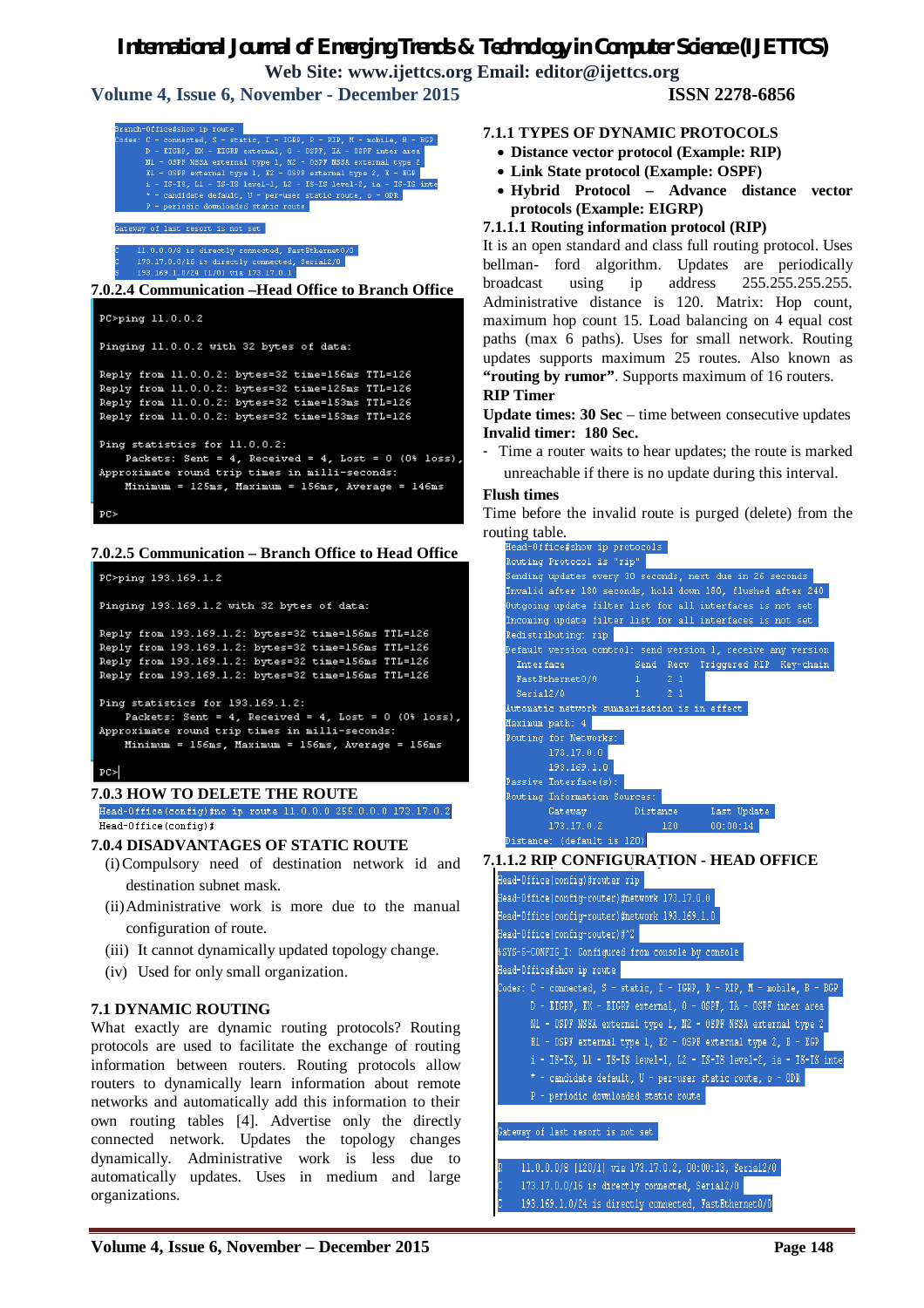```
Branch-Office#show ip route
Codes: C - connected, S - static, I - IGRP, R - RIP, M - mobile, B - BGP
       D - EIGRP, EX - EIGRP external, O - OSPF, IA - OSPF inter area
       N1 - OSPF NSSA external type 1, N2 - OSPF NSSA external type 2
       E1 - OSPF external type 1, E2 - OSPF external type 2, E - EGP
       i - IS-IS, L1 - IS-IS level-1, L2 - IS-IS level-2, ia - IS-IS inte
       * - candidate default, U - per-user static route, o - ODR
       P - periodic downloaded static route

Gateway of last resort is not set

C    11.0.0.0/8 is directly connected, FastEthernet0/0
C    173.17.0.0/16 is directly connected, Serial2/0
S    193.169.1.0/24 [1/0] via 173.17.0.1
```

### 7.0.2.4 Communication –Head Office to Branch Office

```
PC>ping 11.0.0.2

Pinging 11.0.0.2 with 32 bytes of data:

Reply from 11.0.0.2: bytes=32 time=156ms TTL=126
Reply from 11.0.0.2: bytes=32 time=125ms TTL=126
Reply from 11.0.0.2: bytes=32 time=153ms TTL=126
Reply from 11.0.0.2: bytes=32 time=153ms TTL=126

Ping statistics for 11.0.0.2:
    Packets: Sent = 4, Received = 4, Lost = 0 (0% loss),
Approximate round trip times in milli-seconds:
    Minimum = 125ms, Maximum = 156ms, Average = 146ms

PC>
```

### 7.0.2.5 Communication – Branch Office to Head Office

```
PC>ping 193.169.1.2

Pinging 193.169.1.2 with 32 bytes of data:

Reply from 193.169.1.2: bytes=32 time=156ms TTL=126
Reply from 193.169.1.2: bytes=32 time=156ms TTL=126
Reply from 193.169.1.2: bytes=32 time=156ms TTL=126
Reply from 193.169.1.2: bytes=32 time=156ms TTL=126

Ping statistics for 193.169.1.2:
    Packets: Sent = 4, Received = 4, Lost = 0 (0% loss),
Approximate round trip times in milli-seconds:
    Minimum = 156ms, Maximum = 156ms, Average = 156ms

PC>
```

### 7.0.3 HOW TO DELETE THE ROUTE

```
Head-Office(config)#no ip route 11.0.0.0 255.0.0.0 173.17.0.2
Head-Office(config)#
```

### 7.0.4 DISADVANTAGES OF STATIC ROUTE

(i) Compulsory need of destination network id and destination subnet mask.

(ii) Administrative work is more due to the manual configuration of route.

(iii) It cannot dynamically updated topology change.

(iv) Used for only small organization.

## 7.1 DYNAMIC ROUTING

What exactly are dynamic routing protocols? Routing protocols are used to facilitate the exchange of routing information between routers. Routing protocols allow routers to dynamically learn information about remote networks and automatically add this information to their own routing tables [4]. Advertise only the directly connected network. Updates the topology changes dynamically. Administrative work is less due to automatically updates. Uses in medium and large organizations.

### 7.1.1 TYPES OF DYNAMIC PROTOCOLS

- **Distance vector protocol (Example: RIP)**
- **Link State protocol (Example: OSPF)**
- **Hybrid Protocol – Advance distance vector protocols (Example: EIGRP)**

### 7.1.1.1 Routing information protocol (RIP)

It is an open standard and class full routing protocol. Uses bellman- ford algorithm. Updates are periodically broadcast using ip address 255.255.255.255. Administrative distance is 120. Matrix: Hop count, maximum hop count 15. Load balancing on 4 equal cost paths (max 6 paths). Uses for small network. Routing updates supports maximum 25 routes. Also known as **"routing by rumor"**. Supports maximum of 16 routers.

**RIP Timer**

**Update times: 30 Sec** – time between consecutive updates

**Invalid timer: 180 Sec.**

- Time a router waits to hear updates; the route is marked unreachable if there is no update during this interval.

**Flush times**

Time before the invalid route is purged (delete) from the routing table.

```
Head-Office#show ip protocols
Routing Protocol is "rip"
Sending updates every 30 seconds, next due in 26 seconds
Invalid after 180 seconds, hold down 180, flushed after 240
Outgoing update filter list for all interfaces is not set
Incoming update filter list for all interfaces is not set
Redistributing: rip
Default version control: send version 1, receive any version
  Interface        Send  Recv  Triggered RIP  Key-chain
  FastEthernet0/0  1     2 1
  Serial2/0        1     2 1
Automatic network summarization is in effect
Maximum path: 4
Routing for Networks:
        173.17.0.0
        193.169.1.0
Passive Interface(s):
Routing Information Sources:
        Gateway         Distance      Last Update
        173.17.0.2           120      00:00:14
Distance: (default is 120)
```

### 7.1.1.2 RIP CONFIGURATION - HEAD OFFICE

```
Head-Office(config)#router rip
Head-Office(config-router)#network 173.17.0.0
Head-Office(config-router)#network 193.169.1.0
Head-Office(config-router)#^Z
%SYS-5-CONFIG_I: Configured from console by console
Head-Office#show ip route
Codes: C - connected, S - static, I - IGRP, R - RIP, M - mobile, B - BGP
       D - EIGRP, EX - EIGRP external, O - OSPF, IA - OSPF inter area
       N1 - OSPF NSSA external type 1, N2 - OSPF NSSA external type 2
       E1 - OSPF external type 1, E2 - OSPF external type 2, E - EGP
       i - IS-IS, L1 - IS-IS level-1, L2 - IS-IS level-2, ia - IS-IS inte
       * - candidate default, U - per-user static route, o - ODR
       P - periodic downloaded static route

Gateway of last resort is not set

R    11.0.0.0/8 [120/1] via 173.17.0.2, 00:00:13, Serial2/0
C    173.17.0.0/16 is directly connected, Serial2/0
C    193.169.1.0/24 is directly connected, FastEthernet0/0
```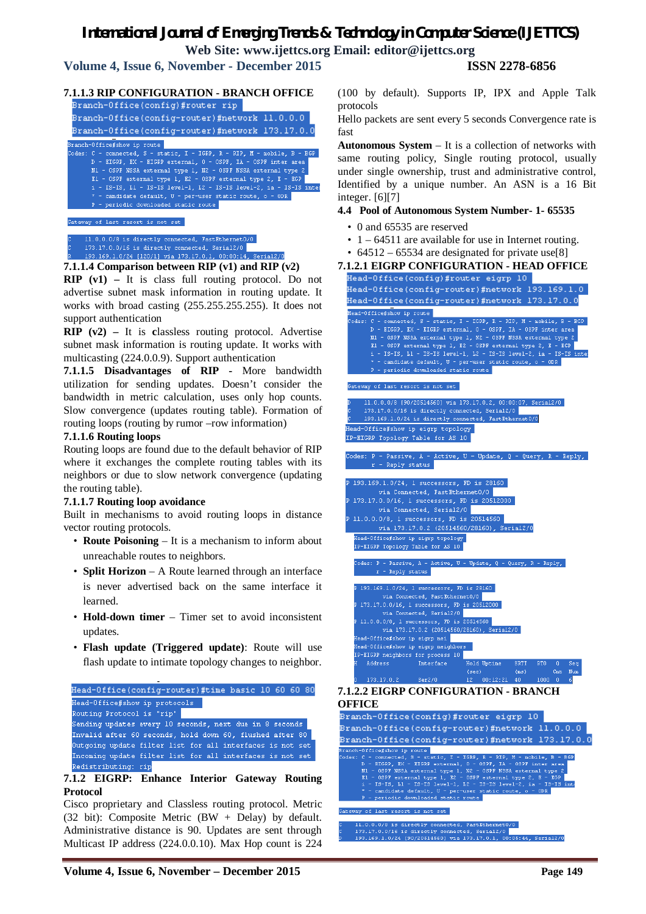#### 7.1.1.3 RIP CONFIGURATION - BRANCH OFFICE

```
Branch-Office(config)#router rip
Branch-Office(config-router)#network 11.0.0.0
Branch-Office(config-router)#network 173.17.0.0
```

```
Branch-Office#show ip route
Codes: C - connected, S - static, I - IGRP, R - RIP, M - mobile, B - BGP
       D - EIGRP, EX - EIGRP external, O - OSPF, IA - OSPF inter area
       N1 - OSPF NSSA external type 1, N2 - OSPF NSSA external type 2
       E1 - OSPF external type 1, E2 - OSPF external type 2, E - EGP
       i - IS-IS, L1 - IS-IS level-1, L2 - IS-IS level-2, ia - IS-IS inter
       * - candidate default, U - per-user static route, o - ODR
       P - periodic downloaded static route

Gateway of last resort is not set

C    11.0.0.0/8 is directly connected, FastEthernet0/0
C    173.17.0.0/16 is directly connected, Serial2/0
R    193.169.1.0/24 [120/1] via 173.17.0.1, 00:00:14, Serial2/0
```

#### 7.1.1.4 Comparison between RIP (v1) and RIP (v2)

**RIP (v1) –** It is class full routing protocol. Do not advertise subnet mask information in routing update. It works with broad casting (255.255.255.255). It does not support authentication

**RIP (v2) –** It is **c**lassless routing protocol. Advertise subnet mask information is routing update. It works with multicasting (224.0.0.9). Support authentication

**7.1.1.5 Disadvantages of RIP** - More bandwidth utilization for sending updates. Doesn't consider the bandwidth in metric calculation, uses only hop counts. Slow convergence (updates routing table). Formation of routing loops (routing by rumor –row information)

#### 7.1.1.6 Routing loops

Routing loops are found due to the default behavior of RIP where it exchanges the complete routing tables with its neighbors or due to slow network convergence (updating the routing table).

#### 7.1.1.7 Routing loop avoidance

Built in mechanisms to avoid routing loops in distance vector routing protocols.

- **Route Poisening** – It is a mechanism to inform about unreachable routes to neighbors.
- **Split Horizon** – A Route learned through an interface is never advertised back on the same interface it learned.
- **Hold-down timer** – Timer set to avoid inconsistent updates.
- **Flash update (Triggered update)**: Route will use flash update to intimate topology changes to neighbor.

```
Head-Office(config-router)#time basic 10 60 60 80
Head-Office#show ip protocols
Routing Protocol is "rip"
Sending updates every 10 seconds, next due in 8 seconds
Invalid after 60 seconds, hold down 60, flushed after 80
Outgoing update filter list for all interfaces is not set
Incoming update filter list for all interfaces is not set
Redistributing: rip
```

### 7.1.2 EIGRP: Enhance Interior Gateway Routing Protocol

Cisco proprietary and Classless routing protocol. Metric (32 bit): Composite Metric (BW + Delay) by default. Administrative distance is 90. Updates are sent through Multicast IP address (224.0.0.10). Max Hop count is 224 (100 by default). Supports IP, IPX and Apple Talk protocols

Hello packets are sent every 5 seconds Convergence rate is fast

**Autonomous System** – It is a collection of networks with same routing policy, Single routing protocol, usually under single ownership, trust and administrative control, Identified by a unique number. An ASN is a 16 Bit integer. [6][7]

### 4.4 Pool of Autonomous System Number- 1- 65535

- 0 and 65535 are reserved
- 1 – 64511 are available for use in Internet routing.
- 64512 – 65534 are designated for private use[8]

#### 7.1.2.1 EIGRP CONFIGURATION - HEAD OFFICE

```
Head-Office(config)#router eigrp 10
Head-Office(config-router)#network 193.169.1.0
Head-Office(config-router)#network 173.17.0.0
```

```
Head-Office#show ip route
Codes: C - connected, S - static, I - IGRP, R - RIP, M - mobile, B - BGP
       D - EIGRP, EX - EIGRP external, O - OSPF, IA - OSPF inter area
       N1 - OSPF NSSA external type 1, N2 - OSPF NSSA external type 2
       E1 - OSPF external type 1, E2 - OSPF external type 2, E - EGP
       i - IS-IS, L1 - IS-IS level-1, L2 - IS-IS level-2, ia - IS-IS inter
       * - candidate default, U - per-user static route, o - ODR
       P - periodic downloaded static route

Gateway of last resort is not set

D    11.0.0.0/8 [90/20514560] via 173.17.0.2, 00:00:07, Serial2/0
C    173.17.0.0/16 is directly connected, Serial2/0
C    193.169.1.0/24 is directly connected, FastEthernet0/0
Head-Office#show ip eigrp topology
IP-EIGRP Topology Table for AS 10

Codes: P - Passive, A - Active, U - Update, Q - Query, R - Reply,
       r - Reply status

P 193.169.1.0/24, 1 successors, FD is 28160
         via Connected, FastEthernet0/0
P 173.17.0.0/16, 1 successors, FD is 20512000
         via Connected, Serial2/0
P 11.0.0.0/8, 1 successors, FD is 20514560
         via 173.17.0.2 (20514560/28160), Serial2/0
Head-Office#show ip eigrp topology
IP-EIGRP Topology Table for AS 10

Codes: P - Passive, A - Active, U - Update, Q - Query, R - Reply,
       r - Reply status

P 193.169.1.0/24, 1 successors, FD is 28160
         via Connected, FastEthernet0/0
P 173.17.0.0/16, 1 successors, FD is 20512000
         via Connected, Serial2/0
P 11.0.0.0/8, 1 successors, FD is 20514560
         via 173.17.0.2 (20514560/28160), Serial2/0
Head-Office#show ip eigrp nei
Head-Office#show ip eigrp neighbors
IP-EIGRP neighbors for process 10
H   Address         Interface     Hold Uptime   SRTT   RTO   Q   Seq
                                  (sec)         (ms)         Cnt Num
0   173.17.0.2      Ser2/0        12   00:12:21 40     1000  0   6
```

#### 7.1.2.2 EIGRP CONFIGURATION - BRANCH OFFICE

```
Branch-Office(config)#router eigrp 10
Branch-Office(config-router)#network 11.0.0.0
Branch-Office(config-router)#network 173.17.0.0
```

```
Branch-Office#show ip route
Codes: C - connected, S - static, I - IGRP, R - RIP, M - mobile, B - BGP
       D - EIGRP, EX - EIGRP external, O - OSPF, IA - OSPF inter area
       N1 - OSPF NSSA external type 1, N2 - OSPF NSSA external type 2
       E1 - OSPF external type 1, E2 - OSPF external type 2, E - EGP
       i - IS-IS, L1 - IS-IS level-1, L2 - IS-IS level-2, ia - IS-IS int
       * - candidate default, U - per-user static route, o - ODR
       P - periodic downloaded static route

Gateway of last resort is not set

C    11.0.0.0/8 is directly connected, FastEthernet0/0
C    173.17.0.0/16 is directly connected, Serial2/0
D    193.169.1.0/24 [90/20514560] via 173.17.0.1, 00:08:44, Serial2/0
```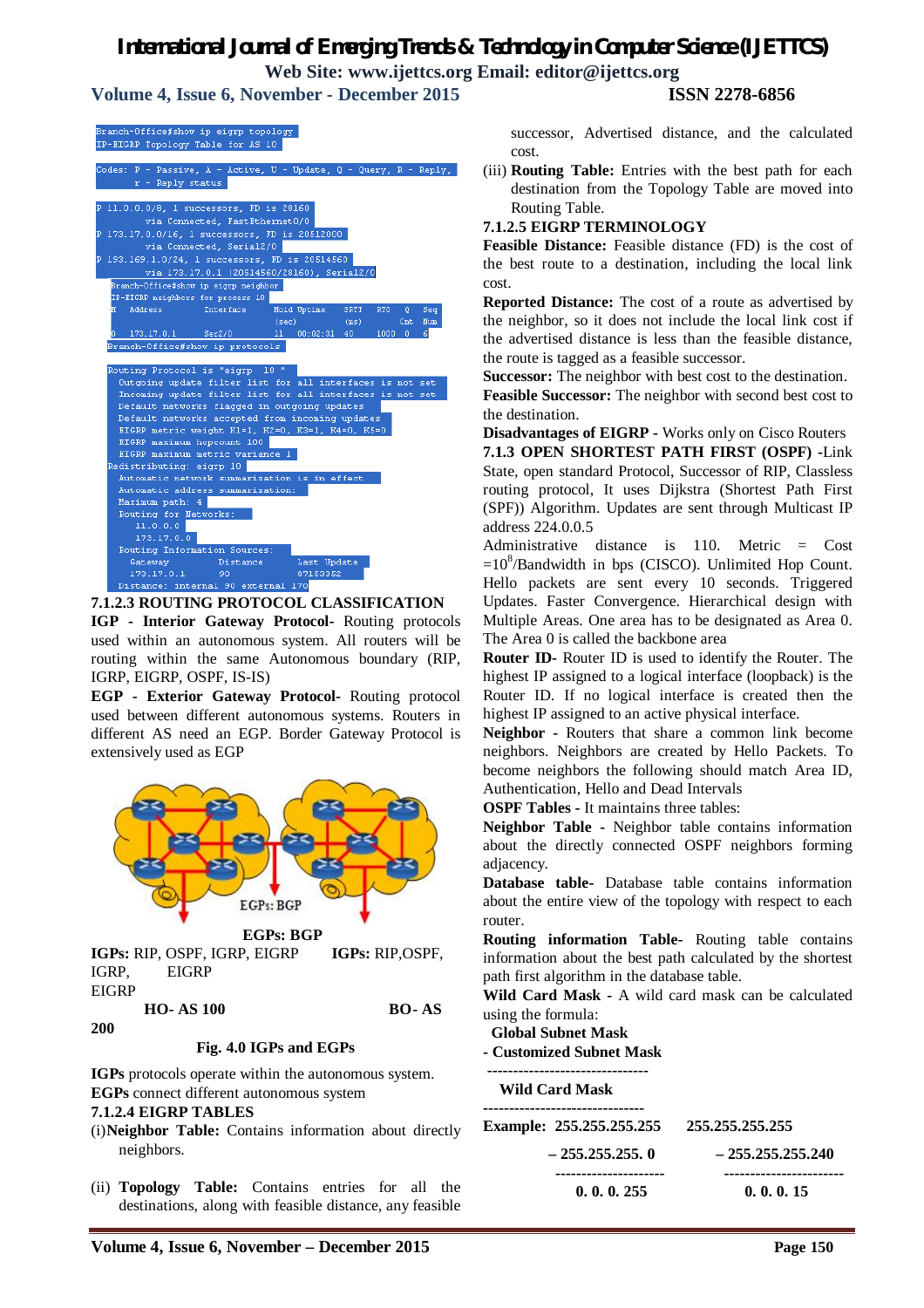```
Branch-Office#show ip eigrp topology
IP-EIGRP Topology Table for AS 10

Codes: P - Passive, A - Active, U - Update, Q - Query, R - Reply,
       r - Reply status

P 11.0.0.0/8, 1 successors, FD is 28160
        via Connected, FastEthernet0/0
P 173.17.0.0/16, 1 successors, FD is 20512000
        via Connected, Serial2/0
P 193.169.1.0/24, 1 successors, FD is 20514560
        via 173.17.0.1 (20514560/28160), Serial2/0
Branch-Office#show ip eigrp neighbor
IP-EIGRP neighbors for process 10
H   Address         Interface      Hold Uptime    SRTT   RTO   Q   Seq
                                   (sec)          (ms)        Cnt  Num
0   173.17.0.1      Ser2/0         11   00:02:31  40     1000  0   6
Branch-Office#show ip protocols

Routing Protocol is "eigrp  10 "
  Outgoing update filter list for all interfaces is not set
  Incoming update filter list for all interfaces is not set
  Default networks flagged in outgoing updates
  Default networks accepted from incoming updates
  EIGRP metric weight K1=1, K2=0, K3=1, K4=0, K5=0
  EIGRP maximum hopcount 100
  EIGRP maximum metric variance 1
Redistributing: eigrp 10
  Automatic network summarization is in effect
  Automatic address summarization:
  Maximum path: 4
  Routing for Networks:
     11.0.0.0
     173.17.0.0
  Routing Information Sources:
    Gateway         Distance      Last Update
    173.17.0.1      90            07153352
  Distance: internal 90 external 170
```

### 7.1.2.3 ROUTING PROTOCOL CLASSIFICATION

**IGP - Interior Gateway Protocol-** Routing protocols used within an autonomous system. All routers will be routing within the same Autonomous boundary (RIP, IGRP, EIGRP, OSPF, IS-IS)

**EGP - Exterior Gateway Protocol-** Routing protocol used between different autonomous systems. Routers in different AS need an EGP. Border Gateway Protocol is extensively used as EGP

EGPs: BGP

**EGPs: BGP**

**IGPs:** RIP, OSPF, IGRP, EIGRP **IGPs:** RIP,OSPF, IGRP, EIGRP EIGRP

**HO- AS 100** **BO- AS 200**

**Fig. 4.0 IGPs and EGPs**

**IGPs** protocols operate within the autonomous system.
**EGPs** connect different autonomous system

### 7.1.2.4 EIGRP TABLES

(i) **Neighbor Table:** Contains information about directly neighbors.

(ii) **Topology Table:** Contains entries for all the destinations, along with feasible distance, any feasible successor, Advertised distance, and the calculated cost.

(iii) **Routing Table:** Entries with the best path for each destination from the Topology Table are moved into Routing Table.

### 7.1.2.5 EIGRP TERMINOLOGY

**Feasible Distance:** Feasible distance (FD) is the cost of the best route to a destination, including the local link cost.

**Reported Distance:** The cost of a route as advertised by the neighbor, so it does not include the local link cost if the advertised distance is less than the feasible distance, the route is tagged as a feasible successor.

**Successor:** The neighbor with best cost to the destination.

**Feasible Successor:** The neighbor with second best cost to the destination.

**Disadvantages of EIGRP** - Works only on Cisco Routers

### 7.1.3 OPEN SHORTEST PATH FIRST (OSPF)

-Link State, open standard Protocol, Successor of RIP, Classless routing protocol, It uses Dijkstra (Shortest Path First (SPF)) Algorithm. Updates are sent through Multicast IP address 224.0.0.5

Administrative distance is 110. Metric = Cost $=10^8$/Bandwidth in bps (CISCO). Unlimited Hop Count. Hello packets are sent every 10 seconds. Triggered Updates. Faster Convergence. Hierarchical design with Multiple Areas. One area has to be designated as Area 0. The Area 0 is called the backbone area

**Router ID**- Router ID is used to identify the Router. The highest IP assigned to a logical interface (loopback) is the Router ID. If no logical interface is created then the highest IP assigned to an active physical interface.

**Neighbor** - Routers that share a common link become neighbors. Neighbors are created by Hello Packets. To become neighbors the following should match Area ID, Authentication, Hello and Dead Intervals

**OSPF Tables** - It maintains three tables:

**Neighbor Table** - Neighbor table contains information about the directly connected OSPF neighbors forming adjacency.

**Database table-** Database table contains information about the entire view of the topology with respect to each router.

**Routing information Table-** Routing table contains information about the best path calculated by the shortest path first algorithm in the database table.

**Wild Card Mask** - A wild card mask can be calculated using the formula:

**Global Subnet Mask**
**- Customized Subnet Mask**
--------------------------------
**Wild Card Mask**
--------------------------------

| | | |
|---|---|---|
| **Example:** | **255.255.255.255** | **255.255.255.255** |
| | **– 255.255.255. 0** | **– 255.255.255.240** |
| | **0. 0. 0. 255** | **0. 0. 0. 15** |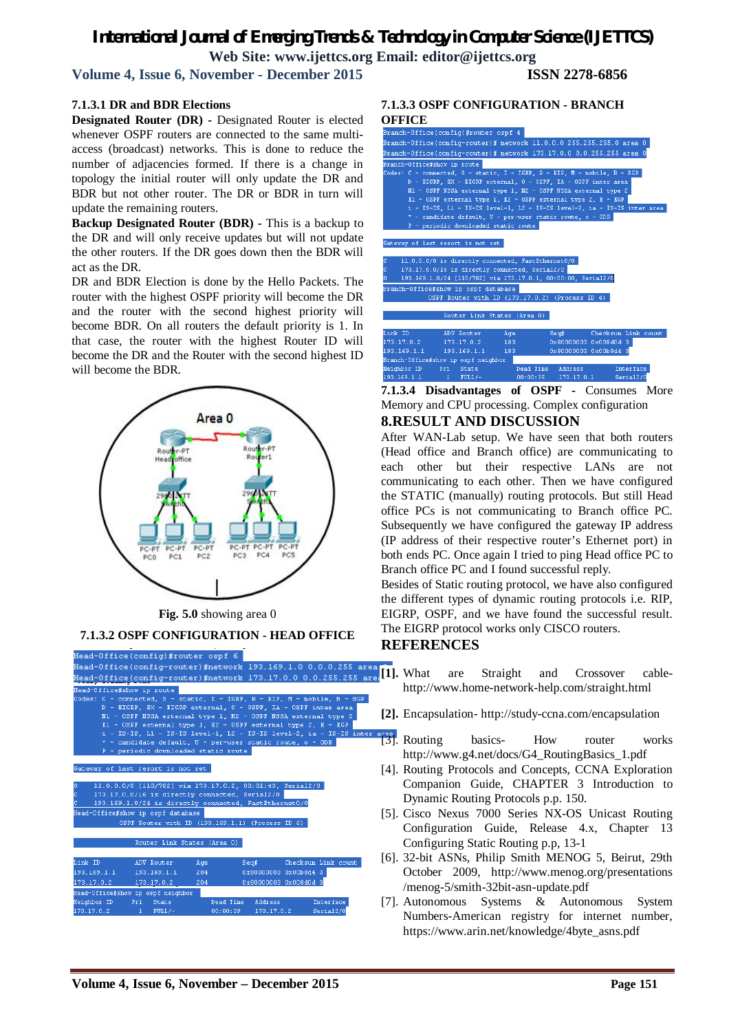#### 7.1.3.1 DR and BDR Elections

**Designated Router (DR)** - Designated Router is elected whenever OSPF routers are connected to the same multi-access (broadcast) networks. This is done to reduce the number of adjacencies formed. If there is a change in topology the initial router will only update the DR and BDR but not other router. The DR or BDR in turn will update the remaining routers.

**Backup Designated Router (BDR)** - This is a backup to the DR and will only receive updates but will not update the other routers. If the DR goes down then the BDR will act as the DR.

DR and BDR Election is done by the Hello Packets. The router with the highest OSPF priority will become the DR and the router with the second highest priority will become BDR. On all routers the default priority is 1. In that case, the router with the highest Router ID will become the DR and the Router with the second highest ID will become the BDR.

**Fig. 5.0** showing area 0

#### 7.1.3.2 OSPF CONFIGURATION - HEAD OFFICE

```
Head-Office(config)#router ospf 6
Head-Office(config-router)#network 193.169.1.0 0.0.0.255 area
Head-Office(config-router)#network 173.17.0.0 0.0.255.255 are
Head-Office#show ip route
Codes: C - connected, S - static, I - IGRP, R - RIP, M - mobile, B - BGP
       D - EIGRP, EX - EIGRP external, O - OSPF, IA - OSPF inter area
       N1 - OSPF NSSA external type 1, N2 - OSPF NSSA external type 2
       E1 - OSPF external type 1, E2 - OSPF external type 2, E - EGP
       i - IS-IS, L1 - IS-IS level-1, L2 - IS-IS level-2, ia - IS-IS inter area
       * - candidate default, U - per-user static route, o - ODR
       P - periodic downloaded static route

Gateway of last resort is not set

O    11.0.0.0/8 [110/782] via 173.17.0.2, 00:01:43, Serial2/0
C    173.17.0.0/16 is directly connected, Serial2/0
C    193.169.1.0/24 is directly connected, FastEthernet0/0
Head-Office#show ip ospf database
            OSPF Router with ID (193.169.1.1) (Process ID 6)

                Router Link States (Area 0)

Link ID         ADV Router      Age         Seq#       Checksum Link count
193.169.1.1     193.169.1.1     204         0x80000003 0x00b8d4 3
173.17.0.2      173.17.0.2      204         0x80000003 0x008d0d 3
Head-Office#show ip ospf neighbor
Neighbor ID     Pri   State           Dead Time   Address         Interface
173.17.0.2        1   FULL/-          00:00:39    173.17.0.2      Serial2/0
```

#### 7.1.3.3 OSPF CONFIGURATION - BRANCH OFFICE

```
Branch-Office(config)#router ospf 4
Branch-Office(config-router)# network 11.0.0.0 255.255.255.0 area 0
Branch-Office(config-router)# network 173.17.0.0 0.0.255.255 area 0
Branch-Office#show ip route
Codes: C - connected, S - static, I - IGRP, R - RIP, M - mobile, B - BGP
       D - EIGRP, EX - EIGRP external, O - OSPF, IA - OSPF inter area
       N1 - OSPF NSSA external type 1, N2 - OSPF NSSA external type 2
       E1 - OSPF external type 1, E2 - OSPF external type 2, E - EGP
       i - IS-IS, L1 - IS-IS level-1, L2 - IS-IS level-2, ia - IS-IS inter area
       * - candidate default, U - per-user static route, o - ODR
       P - periodic downloaded static route

Gateway of last resort is not set

C    11.0.0.0/8 is directly connected, FastEthernet0/0
C    173.17.0.0/16 is directly connected, Serial2/0
O    193.169.1.0/24 [110/782] via 173.17.0.1, 00:00:00, Serial2/0
Branch-Office#show ip ospf database
            OSPF Router with ID (173.17.0.2) (Process ID 4)

                Router Link States (Area 0)

Link ID         ADV Router      Age         Seq#       Checksum Link count
173.17.0.2      173.17.0.2      183         0x80000003 0x008d0d 3
193.169.1.1     193.169.1.1     183         0x80000003 0x00b8d4 3
Branch-Office#show ip ospf neighbor
Neighbor ID     Pri   State           Dead Time   Address         Interface
193.169.1.1       1   FULL/-          00:00:35    173.17.0.1      Serial2/0
```

**7.1.3.4 Disadvantages of OSPF** - Consumes More Memory and CPU processing. Complex configuration

## 8.RESULT AND DISCUSSION

After WAN-Lab setup. We have seen that both routers (Head office and Branch office) are communicating to each other but their respective LANs are not communicating to each other. Then we have configured the STATIC (manually) routing protocols. But still Head office PCs is not communicating to Branch office PC. Subsequently we have configured the gateway IP address (IP address of their respective router's Ethernet port) in both ends PC. Once again I tried to ping Head office PC to Branch office PC and I found successful reply.

Besides of Static routing protocol, we have also configured the different types of dynamic routing protocols i.e. RIP, EIGRP, OSPF, and we have found the successful result. The EIGRP protocol works only CISCO routers.

## REFERENCES

[1]. What are Straight and Crossover cable- http://www.home-network-help.com/straight.html

[2]. Encapsulation- http://study-ccna.com/encapsulation

[3]. Routing basics- How router works http://www.g4.net/docs/G4_RoutingBasics_1.pdf

[4]. Routing Protocols and Concepts, CCNA Exploration Companion Guide, CHAPTER 3 Introduction to Dynamic Routing Protocols p.p. 150.

[5]. Cisco Nexus 7000 Series NX-OS Unicast Routing Configuration Guide, Release 4.x, Chapter 13 Configuring Static Routing p.p, 13-1

[6]. 32-bit ASNs, Philip Smith MENOG 5, Beirut, 29th October 2009, http://www.menog.org/presentations /menog-5/smith-32bit-asn-update.pdf

[7]. Autonomous Systems & Autonomous System Numbers-American registry for internet number, https://www.arin.net/knowledge/4byte_asns.pdf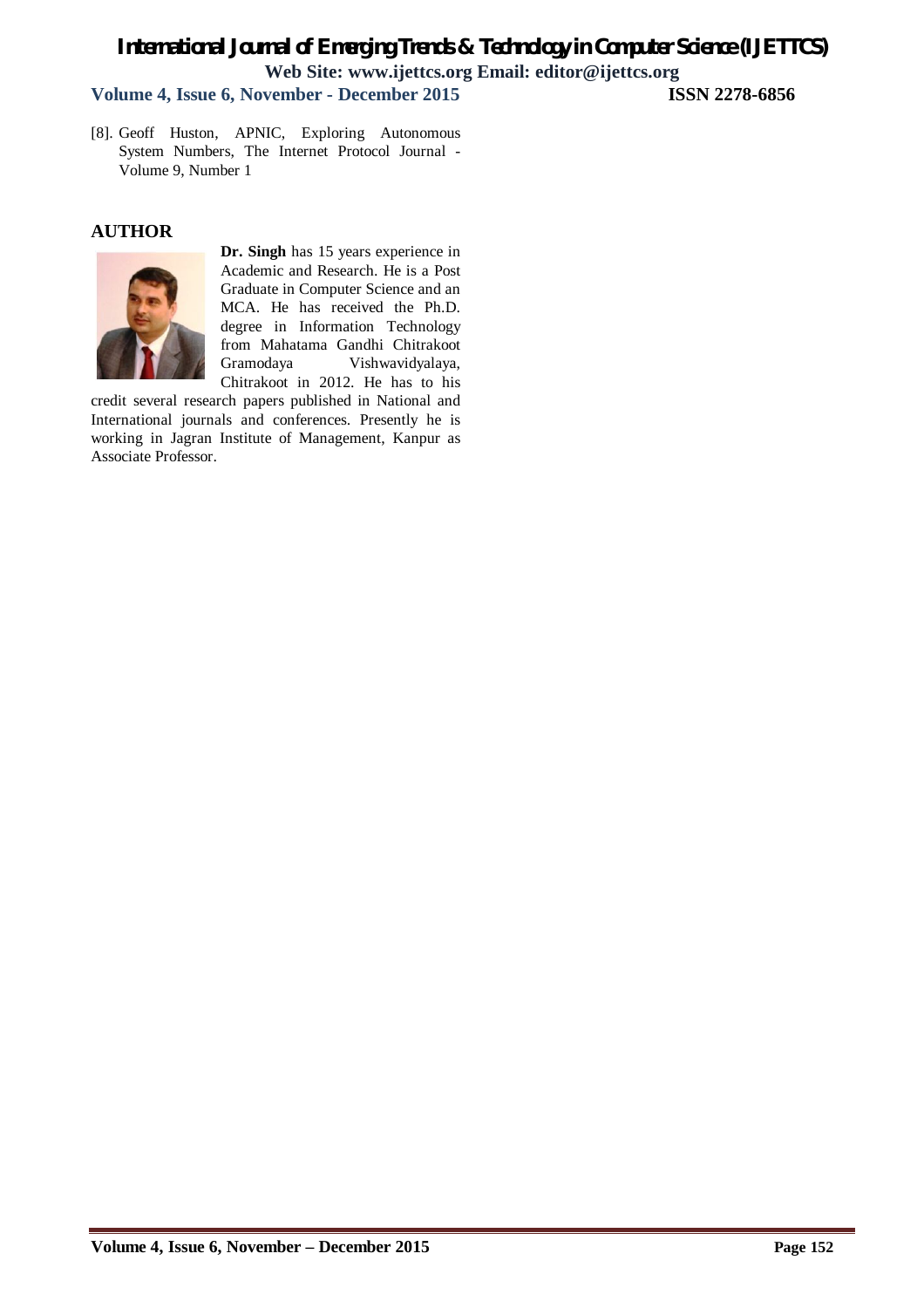[8]. Geoff Huston, APNIC, Exploring Autonomous System Numbers, The Internet Protocol Journal - Volume 9, Number 1

## AUTHOR

**Dr. Singh** has 15 years experience in Academic and Research. He is a Post Graduate in Computer Science and an MCA. He has received the Ph.D. degree in Information Technology from Mahatama Gandhi Chitrakoot Gramodaya Vishwavidyalaya, Chitrakoot in 2012. He has to his credit several research papers published in National and International journals and conferences. Presently he is working in Jagran Institute of Management, Kanpur as Associate Professor.